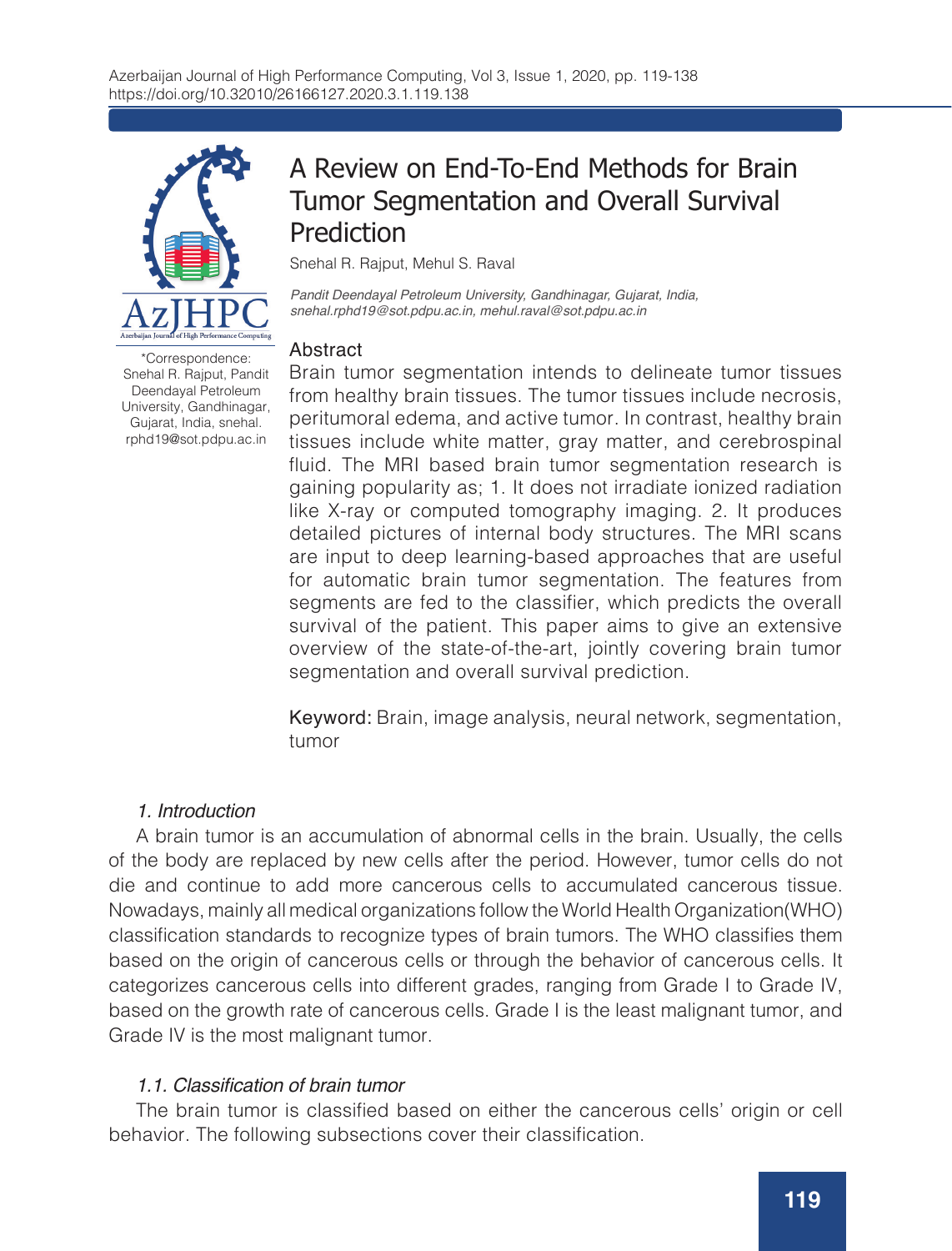# A Review on End-To-End Methods for Brain Tumor Segmentation and Overall Survival Prediction

Snehal R. Rajput, Mehul S. Raval

*Pandit Deendayal Petroleum University, Gandhinagar, Gujarat, India,*
*snehal.rphd19@sot.pdpu.ac.in, mehul.raval@sot.pdpu.ac.in*

*Correspondence: Snehal R. Rajput, Pandit Deendayal Petroleum University, Gandhinagar, Gujarat, India, snehal.rphd19@sot.pdpu.ac.in

## Abstract

Brain tumor segmentation intends to delineate tumor tissues from healthy brain tissues. The tumor tissues include necrosis, peritumoral edema, and active tumor. In contrast, healthy brain tissues include white matter, gray matter, and cerebrospinal fluid. The MRI based brain tumor segmentation research is gaining popularity as; 1. It does not irradiate ionized radiation like X-ray or computed tomography imaging. 2. It produces detailed pictures of internal body structures. The MRI scans are input to deep learning-based approaches that are useful for automatic brain tumor segmentation. The features from segments are fed to the classifier, which predicts the overall survival of the patient. This paper aims to give an extensive overview of the state-of-the-art, jointly covering brain tumor segmentation and overall survival prediction.

**Keyword:** Brain, image analysis, neural network, segmentation, tumor

## *1. Introduction*

A brain tumor is an accumulation of abnormal cells in the brain. Usually, the cells of the body are replaced by new cells after the period. However, tumor cells do not die and continue to add more cancerous cells to accumulated cancerous tissue. Nowadays, mainly all medical organizations follow the World Health Organization(WHO) classification standards to recognize types of brain tumors. The WHO classifies them based on the origin of cancerous cells or through the behavior of cancerous cells. It categorizes cancerous cells into different grades, ranging from Grade I to Grade IV, based on the growth rate of cancerous cells. Grade I is the least malignant tumor, and Grade IV is the most malignant tumor.

### *1.1. Classification of brain tumor*

The brain tumor is classified based on either the cancerous cells' origin or cell behavior. The following subsections cover their classification.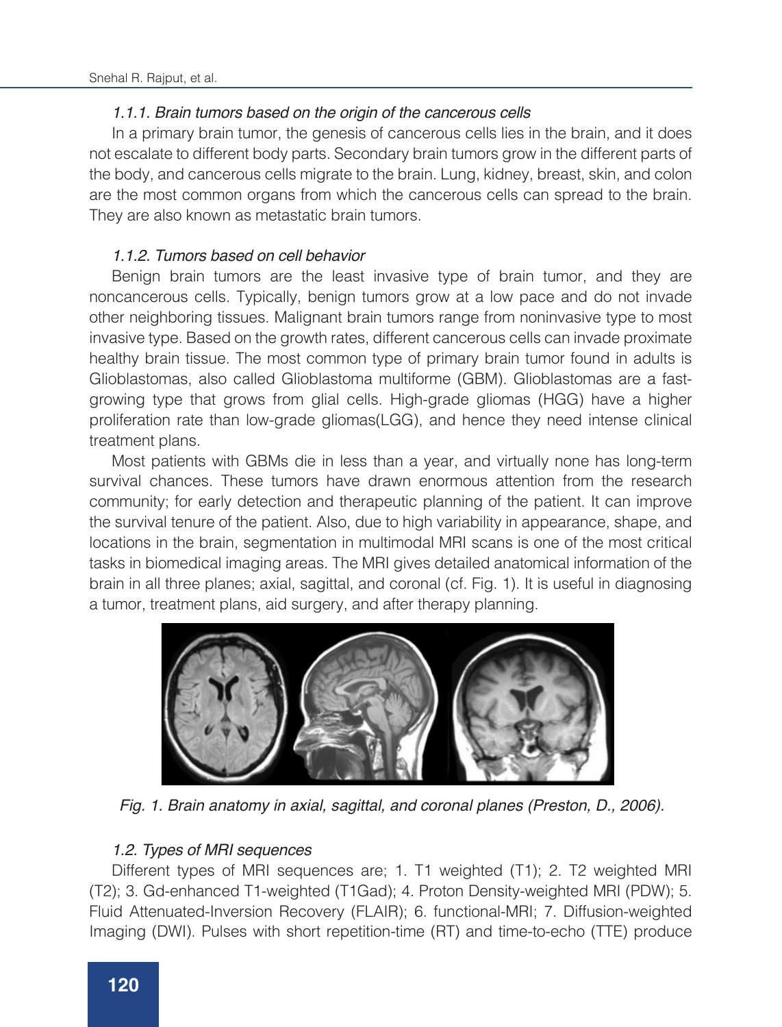### *1.1.1. Brain tumors based on the origin of the cancerous cells*

In a primary brain tumor, the genesis of cancerous cells lies in the brain, and it does not escalate to different body parts. Secondary brain tumors grow in the different parts of the body, and cancerous cells migrate to the brain. Lung, kidney, breast, skin, and colon are the most common organs from which the cancerous cells can spread to the brain. They are also known as metastatic brain tumors.

### *1.1.2. Tumors based on cell behavior*

Benign brain tumors are the least invasive type of brain tumor, and they are noncancerous cells. Typically, benign tumors grow at a low pace and do not invade other neighboring tissues. Malignant brain tumors range from noninvasive type to most invasive type. Based on the growth rates, different cancerous cells can invade proximate healthy brain tissue. The most common type of primary brain tumor found in adults is Glioblastomas, also called Glioblastoma multiforme (GBM). Glioblastomas are a fast-growing type that grows from glial cells. High-grade gliomas (HGG) have a higher proliferation rate than low-grade gliomas(LGG), and hence they need intense clinical treatment plans.

Most patients with GBMs die in less than a year, and virtually none has long-term survival chances. These tumors have drawn enormous attention from the research community; for early detection and therapeutic planning of the patient. It can improve the survival tenure of the patient. Also, due to high variability in appearance, shape, and locations in the brain, segmentation in multimodal MRI scans is one of the most critical tasks in biomedical imaging areas. The MRI gives detailed anatomical information of the brain in all three planes; axial, sagittal, and coronal (cf. Fig. 1). It is useful in diagnosing a tumor, treatment plans, aid surgery, and after therapy planning.

*Fig. 1. Brain anatomy in axial, sagittal, and coronal planes (Preston, D., 2006).*

### *1.2. Types of MRI sequences*

Different types of MRI sequences are; 1. T1 weighted (T1); 2. T2 weighted MRI (T2); 3. Gd-enhanced T1-weighted (T1Gad); 4. Proton Density-weighted MRI (PDW); 5. Fluid Attenuated-Inversion Recovery (FLAIR); 6. functional-MRI; 7. Diffusion-weighted Imaging (DWI). Pulses with short repetition-time (RT) and time-to-echo (TTE) produce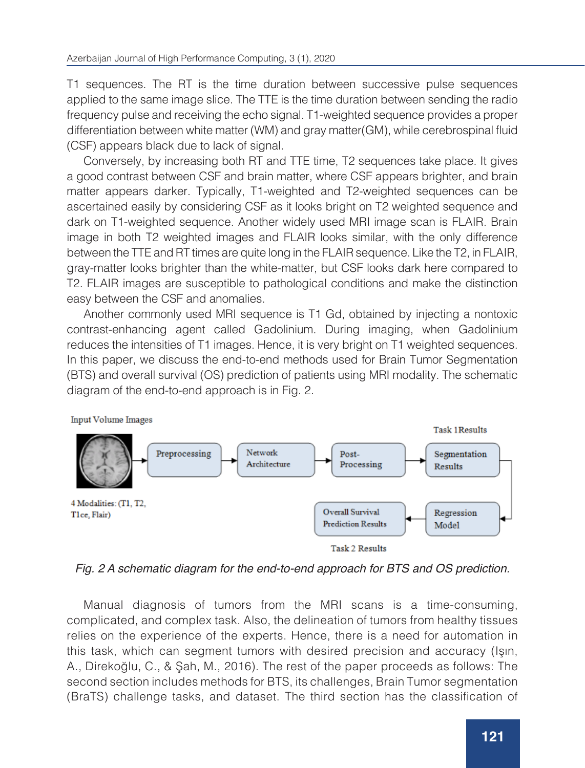T1 sequences. The RT is the time duration between successive pulse sequences applied to the same image slice. The TTE is the time duration between sending the radio frequency pulse and receiving the echo signal. T1-weighted sequence provides a proper differentiation between white matter (WM) and gray matter(GM), while cerebrospinal fluid (CSF) appears black due to lack of signal.

Conversely, by increasing both RT and TTE time, T2 sequences take place. It gives a good contrast between CSF and brain matter, where CSF appears brighter, and brain matter appears darker. Typically, T1-weighted and T2-weighted sequences can be ascertained easily by considering CSF as it looks bright on T2 weighted sequence and dark on T1-weighted sequence. Another widely used MRI image scan is FLAIR. Brain image in both T2 weighted images and FLAIR looks similar, with the only difference between the TTE and RT times are quite long in the FLAIR sequence. Like the T2, in FLAIR, gray-matter looks brighter than the white-matter, but CSF looks dark here compared to T2. FLAIR images are susceptible to pathological conditions and make the distinction easy between the CSF and anomalies.

Another commonly used MRI sequence is T1 Gd, obtained by injecting a nontoxic contrast-enhancing agent called Gadolinium. During imaging, when Gadolinium reduces the intensities of T1 images. Hence, it is very bright on T1 weighted sequences. In this paper, we discuss the end-to-end methods used for Brain Tumor Segmentation (BTS) and overall survival (OS) prediction of patients using MRI modality. The schematic diagram of the end-to-end approach is in Fig. 2.

Input Volume Images

4 Modalities: (T1, T2, T1ce, Flair)

Preprocessing → Network Architecture → Post-Processing → Segmentation Results (Task 1 Results) → Regression Model → Overall Survival Prediction Results (Task 2 Results)

*Fig. 2 A schematic diagram for the end-to-end approach for BTS and OS prediction.*

Manual diagnosis of tumors from the MRI scans is a time-consuming, complicated, and complex task. Also, the delineation of tumors from healthy tissues relies on the experience of the experts. Hence, there is a need for automation in this task, which can segment tumors with desired precision and accuracy (Işın, A., Direkoğlu, C., & Şah, M., 2016). The rest of the paper proceeds as follows: The second section includes methods for BTS, its challenges, Brain Tumor segmentation (BraTS) challenge tasks, and dataset. The third section has the classification of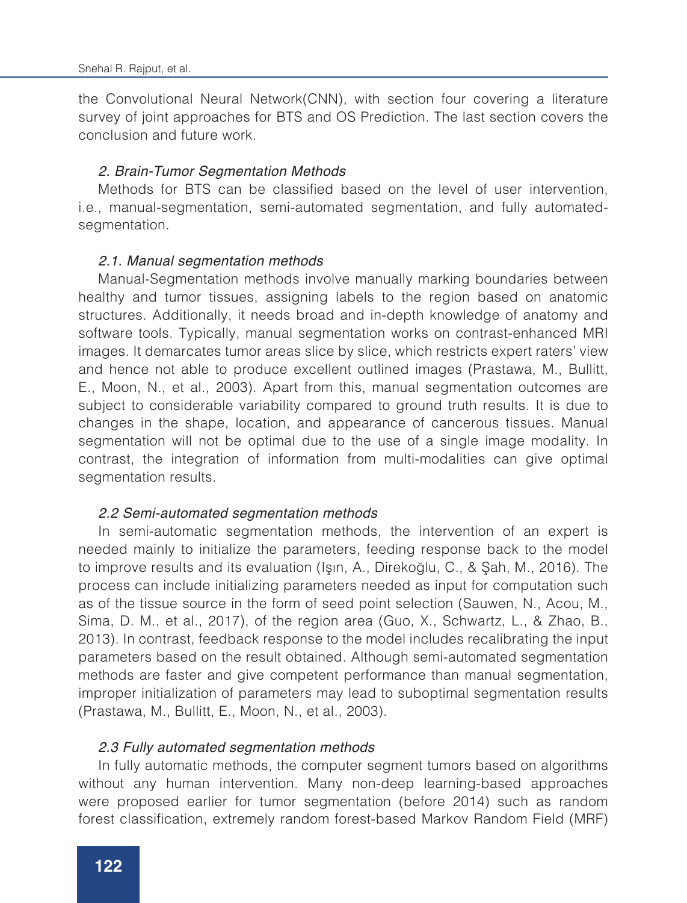the Convolutional Neural Network(CNN), with section four covering a literature survey of joint approaches for BTS and OS Prediction. The last section covers the conclusion and future work.

## *2. Brain-Tumor Segmentation Methods*

Methods for BTS can be classified based on the level of user intervention, i.e., manual-segmentation, semi-automated segmentation, and fully automated-segmentation.

### *2.1. Manual segmentation methods*

Manual-Segmentation methods involve manually marking boundaries between healthy and tumor tissues, assigning labels to the region based on anatomic structures. Additionally, it needs broad and in-depth knowledge of anatomy and software tools. Typically, manual segmentation works on contrast-enhanced MRI images. It demarcates tumor areas slice by slice, which restricts expert raters' view and hence not able to produce excellent outlined images (Prastawa, M., Bullitt, E., Moon, N., et al., 2003). Apart from this, manual segmentation outcomes are subject to considerable variability compared to ground truth results. It is due to changes in the shape, location, and appearance of cancerous tissues. Manual segmentation will not be optimal due to the use of a single image modality. In contrast, the integration of information from multi-modalities can give optimal segmentation results.

### *2.2 Semi-automated segmentation methods*

In semi-automatic segmentation methods, the intervention of an expert is needed mainly to initialize the parameters, feeding response back to the model to improve results and its evaluation (Işın, A., Direkoğlu, C., & Şah, M., 2016). The process can include initializing parameters needed as input for computation such as of the tissue source in the form of seed point selection (Sauwen, N., Acou, M., Sima, D. M., et al., 2017), of the region area (Guo, X., Schwartz, L., & Zhao, B., 2013). In contrast, feedback response to the model includes recalibrating the input parameters based on the result obtained. Although semi-automated segmentation methods are faster and give competent performance than manual segmentation, improper initialization of parameters may lead to suboptimal segmentation results (Prastawa, M., Bullitt, E., Moon, N., et al., 2003).

### *2.3 Fully automated segmentation methods*

In fully automatic methods, the computer segment tumors based on algorithms without any human intervention. Many non-deep learning-based approaches were proposed earlier for tumor segmentation (before 2014) such as random forest classification, extremely random forest-based Markov Random Field (MRF)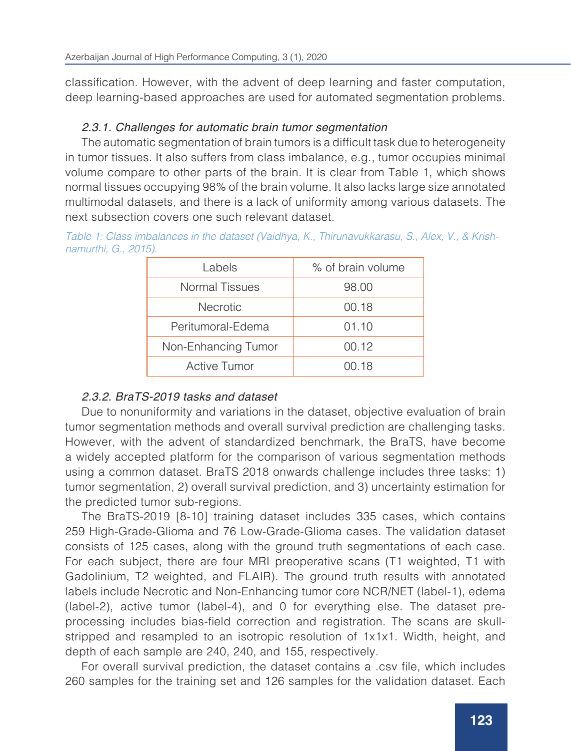classification. However, with the advent of deep learning and faster computation, deep learning-based approaches are used for automated segmentation problems.

#### *2.3.1. Challenges for automatic brain tumor segmentation*

The automatic segmentation of brain tumors is a difficult task due to heterogeneity in tumor tissues. It also suffers from class imbalance, e.g., tumor occupies minimal volume compare to other parts of the brain. It is clear from Table 1, which shows normal tissues occupying 98% of the brain volume. It also lacks large size annotated multimodal datasets, and there is a lack of uniformity among various datasets. The next subsection covers one such relevant dataset.

*Table 1: Class imbalances in the dataset (Vaidhya, K., Thirunavukkarasu, S., Alex, V., & Krishnamurthi, G., 2015).*

| Labels | % of brain volume |
| --- | --- |
| Normal Tissues | 98.00 |
| Necrotic | 00.18 |
| Peritumoral-Edema | 01.10 |
| Non-Enhancing Tumor | 00.12 |
| Active Tumor | 00.18 |

#### *2.3.2. BraTS-2019 tasks and dataset*

Due to nonuniformity and variations in the dataset, objective evaluation of brain tumor segmentation methods and overall survival prediction are challenging tasks. However, with the advent of standardized benchmark, the BraTS, have become a widely accepted platform for the comparison of various segmentation methods using a common dataset. BraTS 2018 onwards challenge includes three tasks: 1) tumor segmentation, 2) overall survival prediction, and 3) uncertainty estimation for the predicted tumor sub-regions.

The BraTS-2019 [8-10] training dataset includes 335 cases, which contains 259 High-Grade-Glioma and 76 Low-Grade-Glioma cases. The validation dataset consists of 125 cases, along with the ground truth segmentations of each case. For each subject, there are four MRI preoperative scans (T1 weighted, T1 with Gadolinium, T2 weighted, and FLAIR). The ground truth results with annotated labels include Necrotic and Non-Enhancing tumor core NCR/NET (label-1), edema (label-2), active tumor (label-4), and 0 for everything else. The dataset preprocessing includes bias-field correction and registration. The scans are skull-stripped and resampled to an isotropic resolution of 1x1x1. Width, height, and depth of each sample are 240, 240, and 155, respectively.

For overall survival prediction, the dataset contains a .csv file, which includes 260 samples for the training set and 126 samples for the validation dataset. Each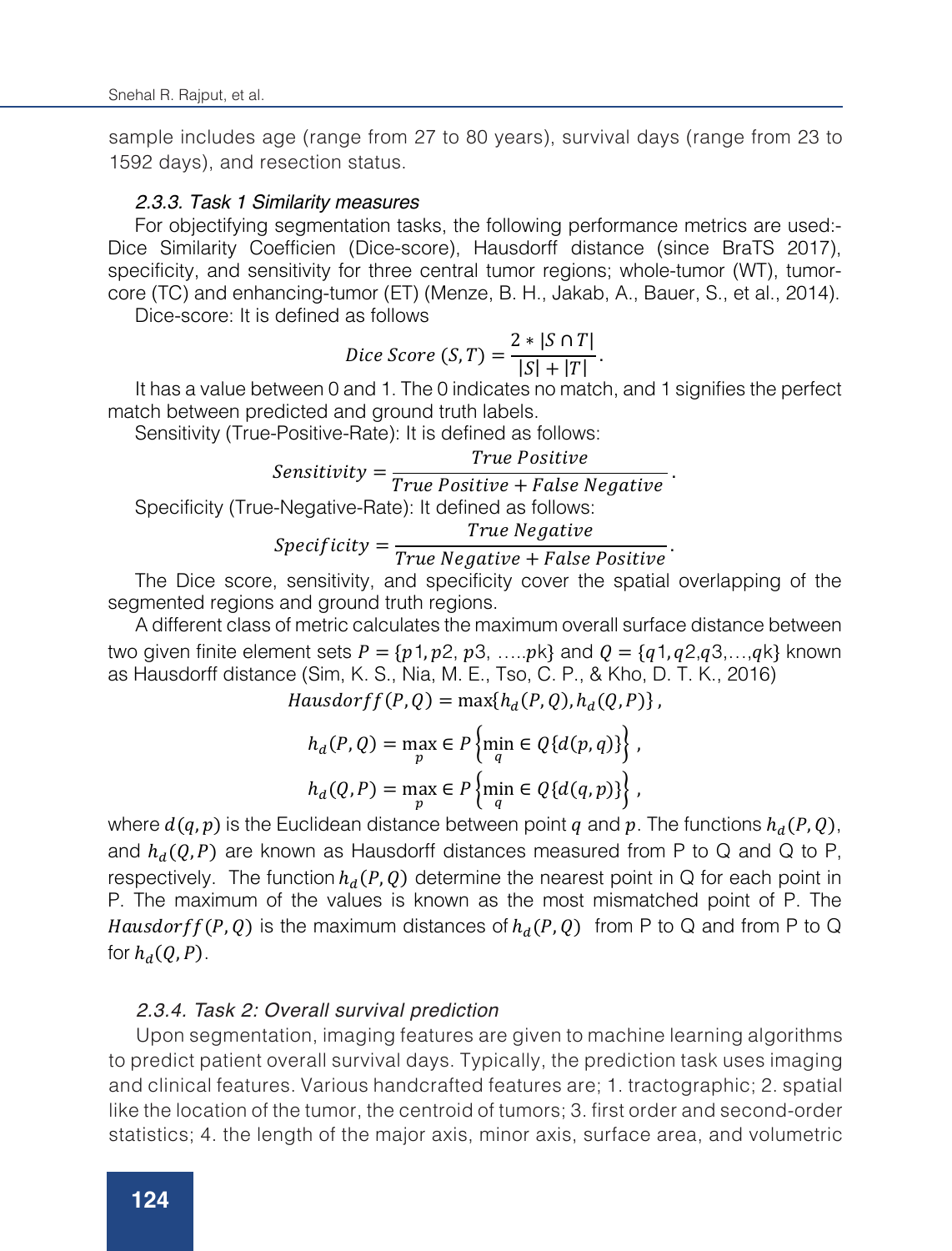sample includes age (range from 27 to 80 years), survival days (range from 23 to 1592 days), and resection status.

#### *2.3.3. Task 1 Similarity measures*

For objectifying segmentation tasks, the following performance metrics are used:- Dice Similarity Coefficien (Dice-score), Hausdorff distance (since BraTS 2017), specificity, and sensitivity for three central tumor regions; whole-tumor (WT), tumor-core (TC) and enhancing-tumor (ET) (Menze, B. H., Jakab, A., Bauer, S., et al., 2014).

Dice-score: It is defined as follows

$$Dice\ Score\ (S,T) = \frac{2 * |S \cap T|}{|S| + |T|}.$$

It has a value between 0 and 1. The 0 indicates no match, and 1 signifies the perfect match between predicted and ground truth labels.

Sensitivity (True-Positive-Rate): It is defined as follows:

$$Sensitivity = \frac{True\ Positive}{True\ Positive + False\ Negative}.$$

Specificity (True-Negative-Rate): It defined as follows:

$$Specificity = \frac{True\ Negative}{True\ Negative + False\ Positive}.$$

The Dice score, sensitivity, and specificity cover the spatial overlapping of the segmented regions and ground truth regions.

A different class of metric calculates the maximum overall surface distance between two given finite element sets $P = \{p1, p2, p3, \ldots pk\}$ and $Q = \{q1, q2, q3, \ldots, qk\}$ known as Hausdorff distance (Sim, K. S., Nia, M. E., Tso, C. P., & Kho, D. T. K., 2016)

$$Hausdorff(P,Q) = \max\{h_d(P,Q), h_d(Q,P)\},$$

$$h_d(P,Q) = \max_p \in P \left\{ \min_q \in Q\{d(p,q)\} \right\},$$

$$h_d(Q,P) = \max_p \in P \left\{ \min_q \in Q\{d(q,p)\} \right\},$$

where $d(q,p)$ is the Euclidean distance between point $q$ and $p$. The functions $h_d(P,Q)$, and $h_d(Q,P)$ are known as Hausdorff distances measured from P to Q and Q to P, respectively. The function $h_d(P,Q)$ determine the nearest point in Q for each point in P. The maximum of the values is known as the most mismatched point of P. The $Hausdorff(P,Q)$ is the maximum distances of $h_d(P,Q)$ from P to Q and from P to Q for $h_d(Q,P)$.

#### *2.3.4. Task 2: Overall survival prediction*

Upon segmentation, imaging features are given to machine learning algorithms to predict patient overall survival days. Typically, the prediction task uses imaging and clinical features. Various handcrafted features are; 1. tractographic; 2. spatial like the location of the tumor, the centroid of tumors; 3. first order and second-order statistics; 4. the length of the major axis, minor axis, surface area, and volumetric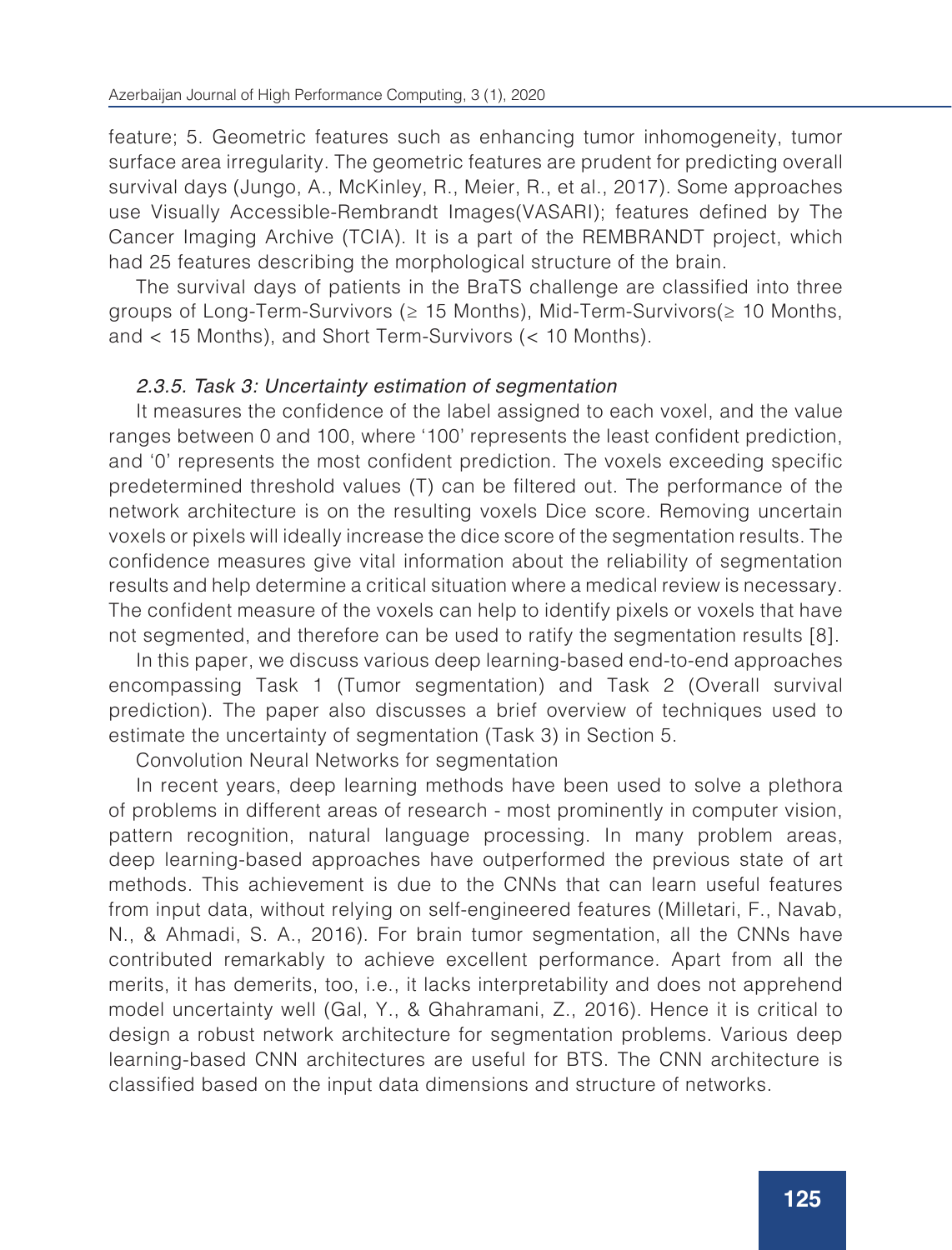feature; 5. Geometric features such as enhancing tumor inhomogeneity, tumor surface area irregularity. The geometric features are prudent for predicting overall survival days (Jungo, A., McKinley, R., Meier, R., et al., 2017). Some approaches use Visually Accessible-Rembrandt Images(VASARI); features defined by The Cancer Imaging Archive (TCIA). It is a part of the REMBRANDT project, which had 25 features describing the morphological structure of the brain.

The survival days of patients in the BraTS challenge are classified into three groups of Long-Term-Survivors (≥ 15 Months), Mid-Term-Survivors(≥ 10 Months, and < 15 Months), and Short Term-Survivors (< 10 Months).

#### *2.3.5. Task 3: Uncertainty estimation of segmentation*

It measures the confidence of the label assigned to each voxel, and the value ranges between 0 and 100, where '100' represents the least confident prediction, and '0' represents the most confident prediction. The voxels exceeding specific predetermined threshold values (T) can be filtered out. The performance of the network architecture is on the resulting voxels Dice score. Removing uncertain voxels or pixels will ideally increase the dice score of the segmentation results. The confidence measures give vital information about the reliability of segmentation results and help determine a critical situation where a medical review is necessary. The confident measure of the voxels can help to identify pixels or voxels that have not segmented, and therefore can be used to ratify the segmentation results [8].

In this paper, we discuss various deep learning-based end-to-end approaches encompassing Task 1 (Tumor segmentation) and Task 2 (Overall survival prediction). The paper also discusses a brief overview of techniques used to estimate the uncertainty of segmentation (Task 3) in Section 5.

Convolution Neural Networks for segmentation

In recent years, deep learning methods have been used to solve a plethora of problems in different areas of research - most prominently in computer vision, pattern recognition, natural language processing. In many problem areas, deep learning-based approaches have outperformed the previous state of art methods. This achievement is due to the CNNs that can learn useful features from input data, without relying on self-engineered features (Milletari, F., Navab, N., & Ahmadi, S. A., 2016). For brain tumor segmentation, all the CNNs have contributed remarkably to achieve excellent performance. Apart from all the merits, it has demerits, too, i.e., it lacks interpretability and does not apprehend model uncertainty well (Gal, Y., & Ghahramani, Z., 2016). Hence it is critical to design a robust network architecture for segmentation problems. Various deep learning-based CNN architectures are useful for BTS. The CNN architecture is classified based on the input data dimensions and structure of networks.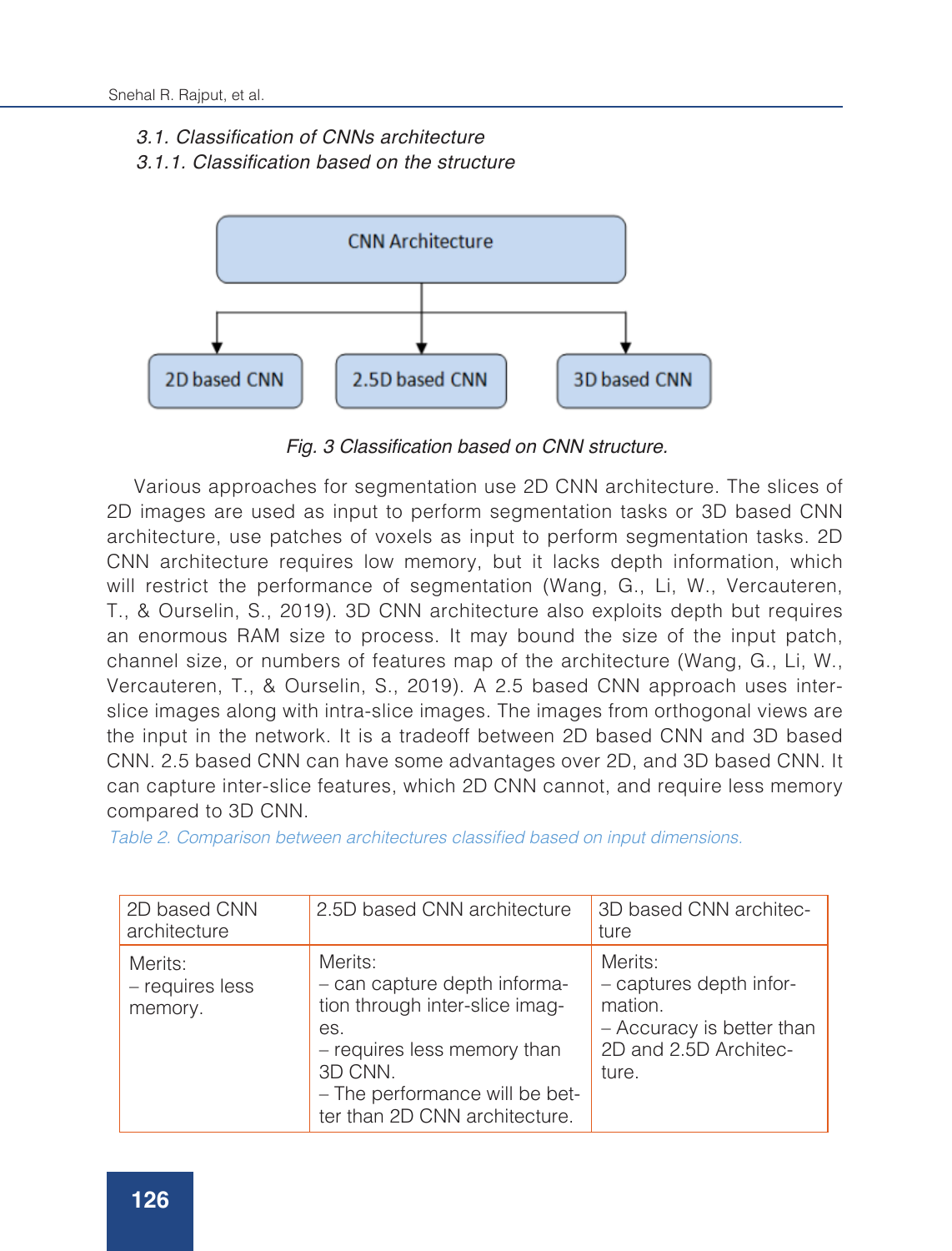### 3.1. Classification of CNNs architecture

#### 3.1.1. Classification based on the structure

CNN Architecture

2D based CNN | 2.5D based CNN | 3D based CNN

*Fig. 3 Classification based on CNN structure.*

Various approaches for segmentation use 2D CNN architecture. The slices of 2D images are used as input to perform segmentation tasks or 3D based CNN architecture, use patches of voxels as input to perform segmentation tasks. 2D CNN architecture requires low memory, but it lacks depth information, which will restrict the performance of segmentation (Wang, G., Li, W., Vercauteren, T., & Ourselin, S., 2019). 3D CNN architecture also exploits depth but requires an enormous RAM size to process. It may bound the size of the input patch, channel size, or numbers of features map of the architecture (Wang, G., Li, W., Vercauteren, T., & Ourselin, S., 2019). A 2.5 based CNN approach uses inter-slice images along with intra-slice images. The images from orthogonal views are the input in the network. It is a tradeoff between 2D based CNN and 3D based CNN. 2.5 based CNN can have some advantages over 2D, and 3D based CNN. It can capture inter-slice features, which 2D CNN cannot, and require less memory compared to 3D CNN.

Table 2. Comparison between architectures classified based on input dimensions.

| 2D based CNN architecture | 2.5D based CNN architecture | 3D based CNN architecture |
|---|---|---|
| Merits:<br>– requires less memory. | Merits:<br>– can capture depth information through inter-slice images.<br>– requires less memory than 3D CNN.<br>– The performance will be better than 2D CNN architecture. | Merits:<br>– captures depth information.<br>– Accuracy is better than 2D and 2.5D Architecture. |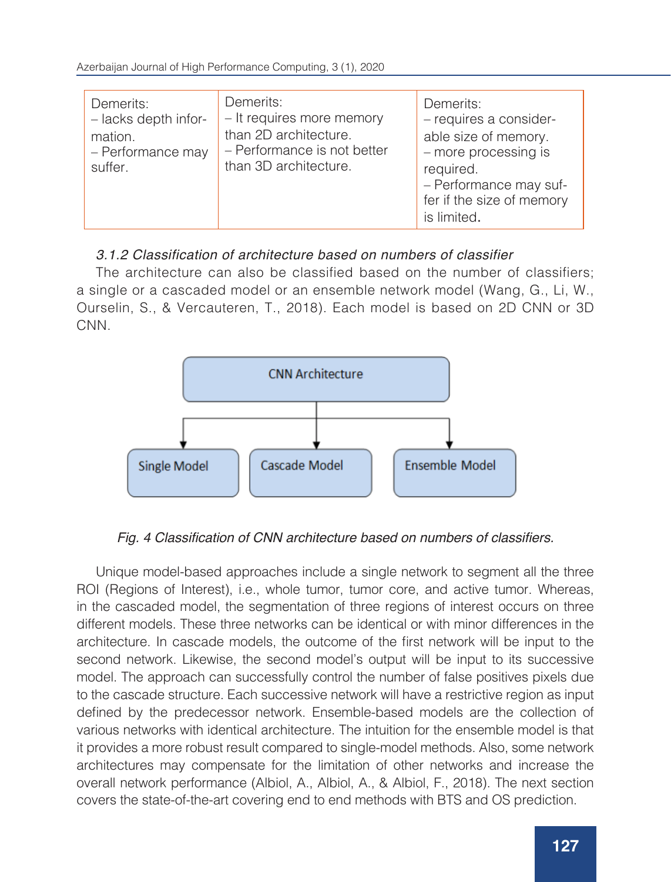| Demerits:<br>– lacks depth information.<br>– Performance may suffer. | Demerits:<br>– It requires more memory than 2D architecture.<br>– Performance is not better than 3D architecture. | Demerits:<br>– requires a considerable size of memory.<br>– more processing is required.<br>– Performance may suffer if the size of memory is limited. |
|---|---|---|

*3.1.2 Classification of architecture based on numbers of classifier*

The architecture can also be classified based on the number of classifiers; a single or a cascaded model or an ensemble network model (Wang, G., Li, W., Ourselin, S., & Vercauteren, T., 2018). Each model is based on 2D CNN or 3D CNN.

CNN Architecture

Single Model | Cascade Model | Ensemble Model

*Fig. 4 Classification of CNN architecture based on numbers of classifiers.*

Unique model-based approaches include a single network to segment all the three ROI (Regions of Interest), i.e., whole tumor, tumor core, and active tumor. Whereas, in the cascaded model, the segmentation of three regions of interest occurs on three different models. These three networks can be identical or with minor differences in the architecture. In cascade models, the outcome of the first network will be input to the second network. Likewise, the second model's output will be input to its successive model. The approach can successfully control the number of false positives pixels due to the cascade structure. Each successive network will have a restrictive region as input defined by the predecessor network. Ensemble-based models are the collection of various networks with identical architecture. The intuition for the ensemble model is that it provides a more robust result compared to single-model methods. Also, some network architectures may compensate for the limitation of other networks and increase the overall network performance (Albiol, A., Albiol, A., & Albiol, F., 2018). The next section covers the state-of-the-art covering end to end methods with BTS and OS prediction.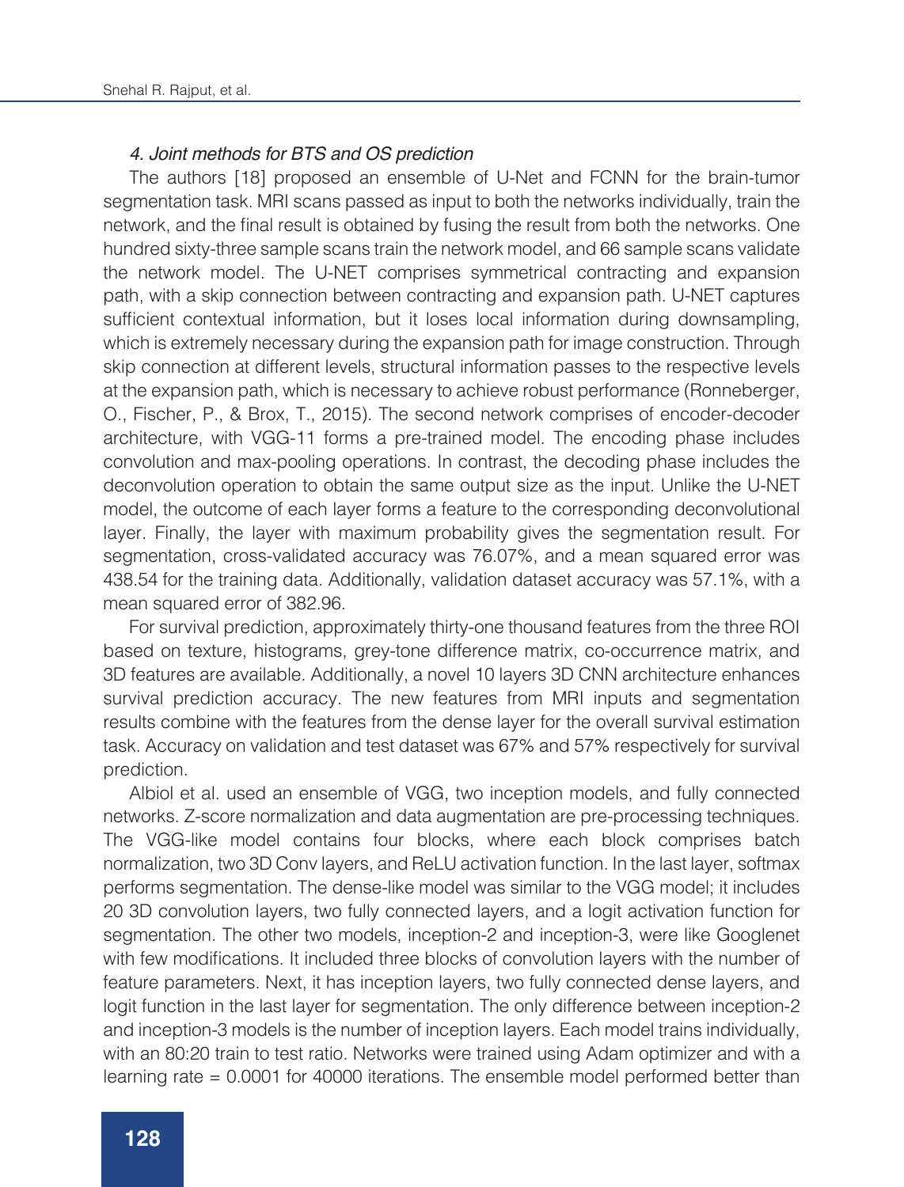*4. Joint methods for BTS and OS prediction*

The authors [18] proposed an ensemble of U-Net and FCNN for the brain-tumor segmentation task. MRI scans passed as input to both the networks individually, train the network, and the final result is obtained by fusing the result from both the networks. One hundred sixty-three sample scans train the network model, and 66 sample scans validate the network model. The U-NET comprises symmetrical contracting and expansion path, with a skip connection between contracting and expansion path. U-NET captures sufficient contextual information, but it loses local information during downsampling, which is extremely necessary during the expansion path for image construction. Through skip connection at different levels, structural information passes to the respective levels at the expansion path, which is necessary to achieve robust performance (Ronneberger, O., Fischer, P., & Brox, T., 2015). The second network comprises of encoder-decoder architecture, with VGG-11 forms a pre-trained model. The encoding phase includes convolution and max-pooling operations. In contrast, the decoding phase includes the deconvolution operation to obtain the same output size as the input. Unlike the U-NET model, the outcome of each layer forms a feature to the corresponding deconvolutional layer. Finally, the layer with maximum probability gives the segmentation result. For segmentation, cross-validated accuracy was 76.07%, and a mean squared error was 438.54 for the training data. Additionally, validation dataset accuracy was 57.1%, with a mean squared error of 382.96.

For survival prediction, approximately thirty-one thousand features from the three ROI based on texture, histograms, grey-tone difference matrix, co-occurrence matrix, and 3D features are available. Additionally, a novel 10 layers 3D CNN architecture enhances survival prediction accuracy. The new features from MRI inputs and segmentation results combine with the features from the dense layer for the overall survival estimation task. Accuracy on validation and test dataset was 67% and 57% respectively for survival prediction.

Albiol et al. used an ensemble of VGG, two inception models, and fully connected networks. Z-score normalization and data augmentation are pre-processing techniques. The VGG-like model contains four blocks, where each block comprises batch normalization, two 3D Conv layers, and ReLU activation function. In the last layer, softmax performs segmentation. The dense-like model was similar to the VGG model; it includes 20 3D convolution layers, two fully connected layers, and a logit activation function for segmentation. The other two models, inception-2 and inception-3, were like Googlenet with few modifications. It included three blocks of convolution layers with the number of feature parameters. Next, it has inception layers, two fully connected dense layers, and logit function in the last layer for segmentation. The only difference between inception-2 and inception-3 models is the number of inception layers. Each model trains individually, with an 80:20 train to test ratio. Networks were trained using Adam optimizer and with a learning rate = 0.0001 for 40000 iterations. The ensemble model performed better than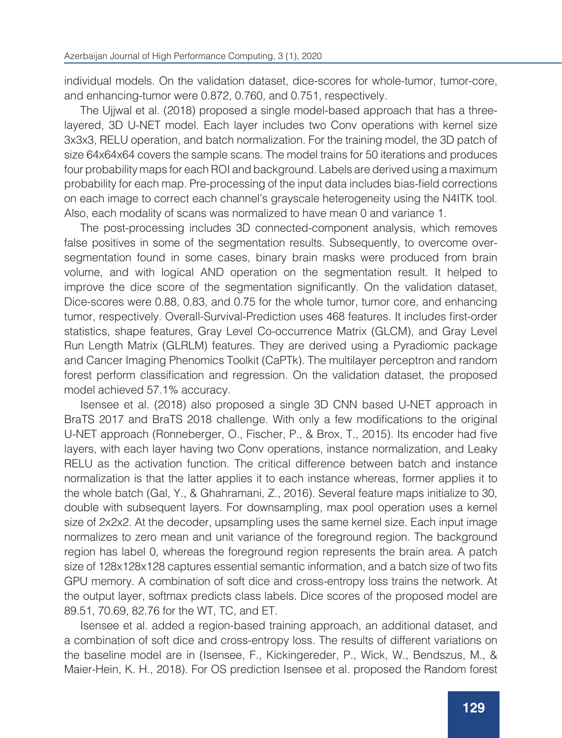individual models. On the validation dataset, dice-scores for whole-tumor, tumor-core, and enhancing-tumor were 0.872, 0.760, and 0.751, respectively.

The Ujjwal et al. (2018) proposed a single model-based approach that has a three-layered, 3D U-NET model. Each layer includes two Conv operations with kernel size 3x3x3, RELU operation, and batch normalization. For the training model, the 3D patch of size 64x64x64 covers the sample scans. The model trains for 50 iterations and produces four probability maps for each ROI and background. Labels are derived using a maximum probability for each map. Pre-processing of the input data includes bias-field corrections on each image to correct each channel's grayscale heterogeneity using the N4ITK tool. Also, each modality of scans was normalized to have mean 0 and variance 1.

The post-processing includes 3D connected-component analysis, which removes false positives in some of the segmentation results. Subsequently, to overcome over-segmentation found in some cases, binary brain masks were produced from brain volume, and with logical AND operation on the segmentation result. It helped to improve the dice score of the segmentation significantly. On the validation dataset, Dice-scores were 0.88, 0.83, and 0.75 for the whole tumor, tumor core, and enhancing tumor, respectively. Overall-Survival-Prediction uses 468 features. It includes first-order statistics, shape features, Gray Level Co-occurrence Matrix (GLCM), and Gray Level Run Length Matrix (GLRLM) features. They are derived using a Pyradiomic package and Cancer Imaging Phenomics Toolkit (CaPTk). The multilayer perceptron and random forest perform classification and regression. On the validation dataset, the proposed model achieved 57.1% accuracy.

Isensee et al. (2018) also proposed a single 3D CNN based U-NET approach in BraTS 2017 and BraTS 2018 challenge. With only a few modifications to the original U-NET approach (Ronneberger, O., Fischer, P., & Brox, T., 2015). Its encoder had five layers, with each layer having two Conv operations, instance normalization, and Leaky RELU as the activation function. The critical difference between batch and instance normalization is that the latter applies it to each instance whereas, former applies it to the whole batch (Gal, Y., & Ghahramani, Z., 2016). Several feature maps initialize to 30, double with subsequent layers. For downsampling, max pool operation uses a kernel size of 2x2x2. At the decoder, upsampling uses the same kernel size. Each input image normalizes to zero mean and unit variance of the foreground region. The background region has label 0, whereas the foreground region represents the brain area. A patch size of 128x128x128 captures essential semantic information, and a batch size of two fits GPU memory. A combination of soft dice and cross-entropy loss trains the network. At the output layer, softmax predicts class labels. Dice scores of the proposed model are 89.51, 70.69, 82.76 for the WT, TC, and ET.

Isensee et al. added a region-based training approach, an additional dataset, and a combination of soft dice and cross-entropy loss. The results of different variations on the baseline model are in (Isensee, F., Kickingereder, P., Wick, W., Bendszus, M., & Maier-Hein, K. H., 2018). For OS prediction Isensee et al. proposed the Random forest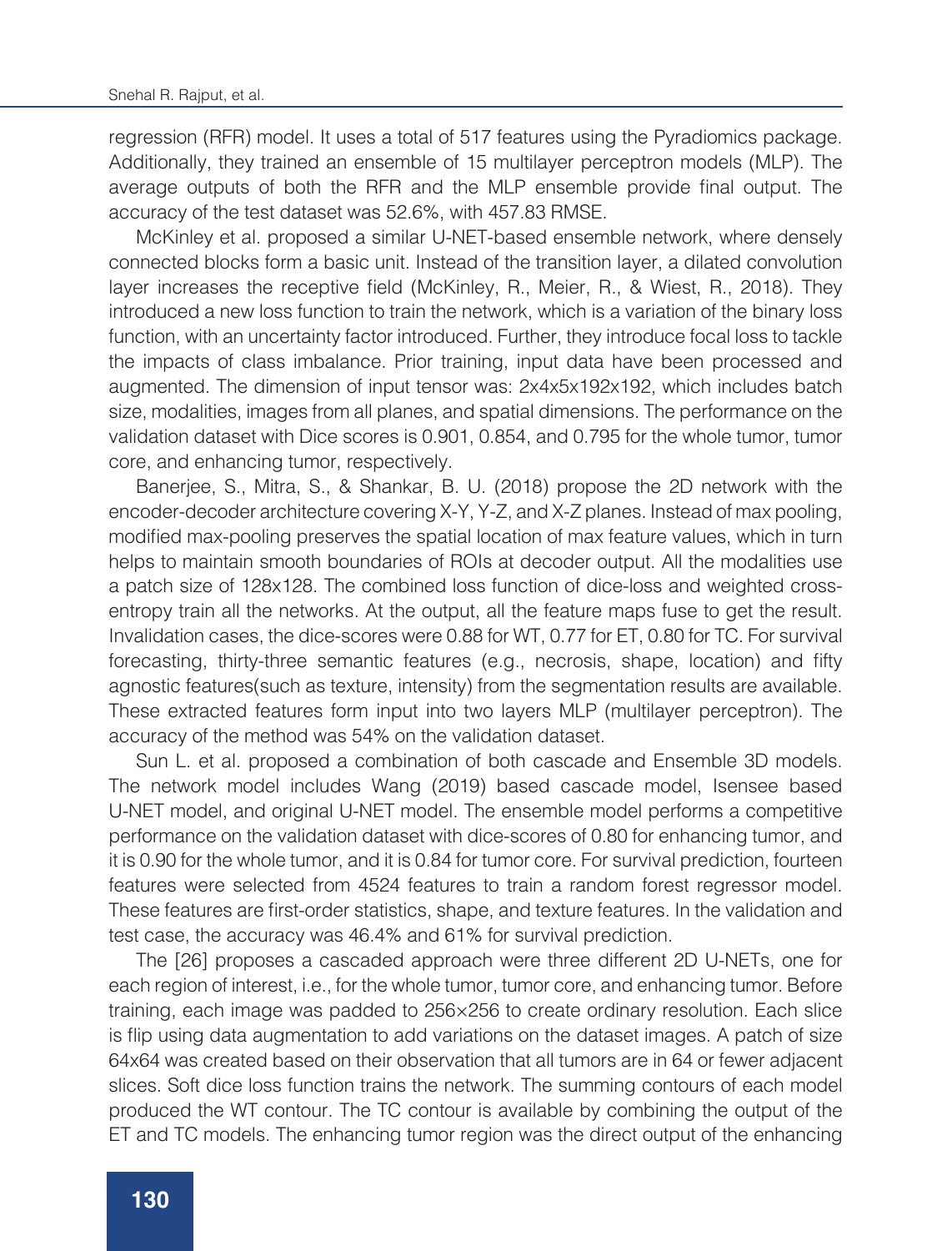regression (RFR) model. It uses a total of 517 features using the Pyradiomics package. Additionally, they trained an ensemble of 15 multilayer perceptron models (MLP). The average outputs of both the RFR and the MLP ensemble provide final output. The accuracy of the test dataset was 52.6%, with 457.83 RMSE.

McKinley et al. proposed a similar U-NET-based ensemble network, where densely connected blocks form a basic unit. Instead of the transition layer, a dilated convolution layer increases the receptive field (McKinley, R., Meier, R., & Wiest, R., 2018). They introduced a new loss function to train the network, which is a variation of the binary loss function, with an uncertainty factor introduced. Further, they introduce focal loss to tackle the impacts of class imbalance. Prior training, input data have been processed and augmented. The dimension of input tensor was: 2x4x5x192x192, which includes batch size, modalities, images from all planes, and spatial dimensions. The performance on the validation dataset with Dice scores is 0.901, 0.854, and 0.795 for the whole tumor, tumor core, and enhancing tumor, respectively.

Banerjee, S., Mitra, S., & Shankar, B. U. (2018) propose the 2D network with the encoder-decoder architecture covering X-Y, Y-Z, and X-Z planes. Instead of max pooling, modified max-pooling preserves the spatial location of max feature values, which in turn helps to maintain smooth boundaries of ROIs at decoder output. All the modalities use a patch size of 128x128. The combined loss function of dice-loss and weighted cross-entropy train all the networks. At the output, all the feature maps fuse to get the result. Invalidation cases, the dice-scores were 0.88 for WT, 0.77 for ET, 0.80 for TC. For survival forecasting, thirty-three semantic features (e.g., necrosis, shape, location) and fifty agnostic features(such as texture, intensity) from the segmentation results are available. These extracted features form input into two layers MLP (multilayer perceptron). The accuracy of the method was 54% on the validation dataset.

Sun L. et al. proposed a combination of both cascade and Ensemble 3D models. The network model includes Wang (2019) based cascade model, Isensee based U-NET model, and original U-NET model. The ensemble model performs a competitive performance on the validation dataset with dice-scores of 0.80 for enhancing tumor, and it is 0.90 for the whole tumor, and it is 0.84 for tumor core. For survival prediction, fourteen features were selected from 4524 features to train a random forest regressor model. These features are first-order statistics, shape, and texture features. In the validation and test case, the accuracy was 46.4% and 61% for survival prediction.

The [26] proposes a cascaded approach were three different 2D U-NETs, one for each region of interest, i.e., for the whole tumor, tumor core, and enhancing tumor. Before training, each image was padded to 256×256 to create ordinary resolution. Each slice is flip using data augmentation to add variations on the dataset images. A patch of size 64x64 was created based on their observation that all tumors are in 64 or fewer adjacent slices. Soft dice loss function trains the network. The summing contours of each model produced the WT contour. The TC contour is available by combining the output of the ET and TC models. The enhancing tumor region was the direct output of the enhancing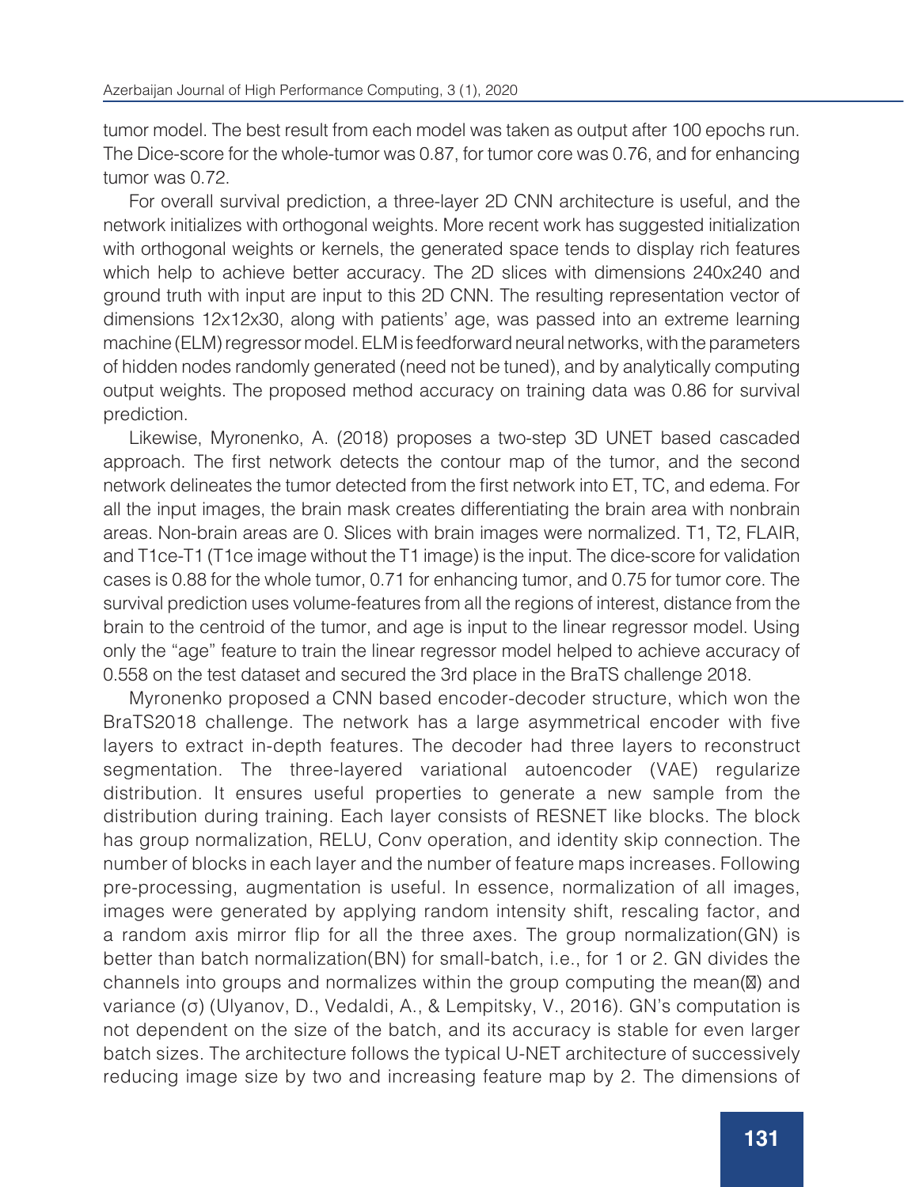tumor model. The best result from each model was taken as output after 100 epochs run. The Dice-score for the whole-tumor was 0.87, for tumor core was 0.76, and for enhancing tumor was 0.72.

For overall survival prediction, a three-layer 2D CNN architecture is useful, and the network initializes with orthogonal weights. More recent work has suggested initialization with orthogonal weights or kernels, the generated space tends to display rich features which help to achieve better accuracy. The 2D slices with dimensions 240x240 and ground truth with input are input to this 2D CNN. The resulting representation vector of dimensions 12x12x30, along with patients' age, was passed into an extreme learning machine (ELM) regressor model. ELM is feedforward neural networks, with the parameters of hidden nodes randomly generated (need not be tuned), and by analytically computing output weights. The proposed method accuracy on training data was 0.86 for survival prediction.

Likewise, Myronenko, A. (2018) proposes a two-step 3D UNET based cascaded approach. The first network detects the contour map of the tumor, and the second network delineates the tumor detected from the first network into ET, TC, and edema. For all the input images, the brain mask creates differentiating the brain area with nonbrain areas. Non-brain areas are 0. Slices with brain images were normalized. T1, T2, FLAIR, and T1ce-T1 (T1ce image without the T1 image) is the input. The dice-score for validation cases is 0.88 for the whole tumor, 0.71 for enhancing tumor, and 0.75 for tumor core. The survival prediction uses volume-features from all the regions of interest, distance from the brain to the centroid of the tumor, and age is input to the linear regressor model. Using only the "age" feature to train the linear regressor model helped to achieve accuracy of 0.558 on the test dataset and secured the 3rd place in the BraTS challenge 2018.

Myronenko proposed a CNN based encoder-decoder structure, which won the BraTS2018 challenge. The network has a large asymmetrical encoder with five layers to extract in-depth features. The decoder had three layers to reconstruct segmentation. The three-layered variational autoencoder (VAE) regularize distribution. It ensures useful properties to generate a new sample from the distribution during training. Each layer consists of RESNET like blocks. The block has group normalization, RELU, Conv operation, and identity skip connection. The number of blocks in each layer and the number of feature maps increases. Following pre-processing, augmentation is useful. In essence, normalization of all images, images were generated by applying random intensity shift, rescaling factor, and a random axis mirror flip for all the three axes. The group normalization(GN) is better than batch normalization(BN) for small-batch, i.e., for 1 or 2. GN divides the channels into groups and normalizes within the group computing the mean(μ) and variance (σ) (Ulyanov, D., Vedaldi, A., & Lempitsky, V., 2016). GN's computation is not dependent on the size of the batch, and its accuracy is stable for even larger batch sizes. The architecture follows the typical U-NET architecture of successively reducing image size by two and increasing feature map by 2. The dimensions of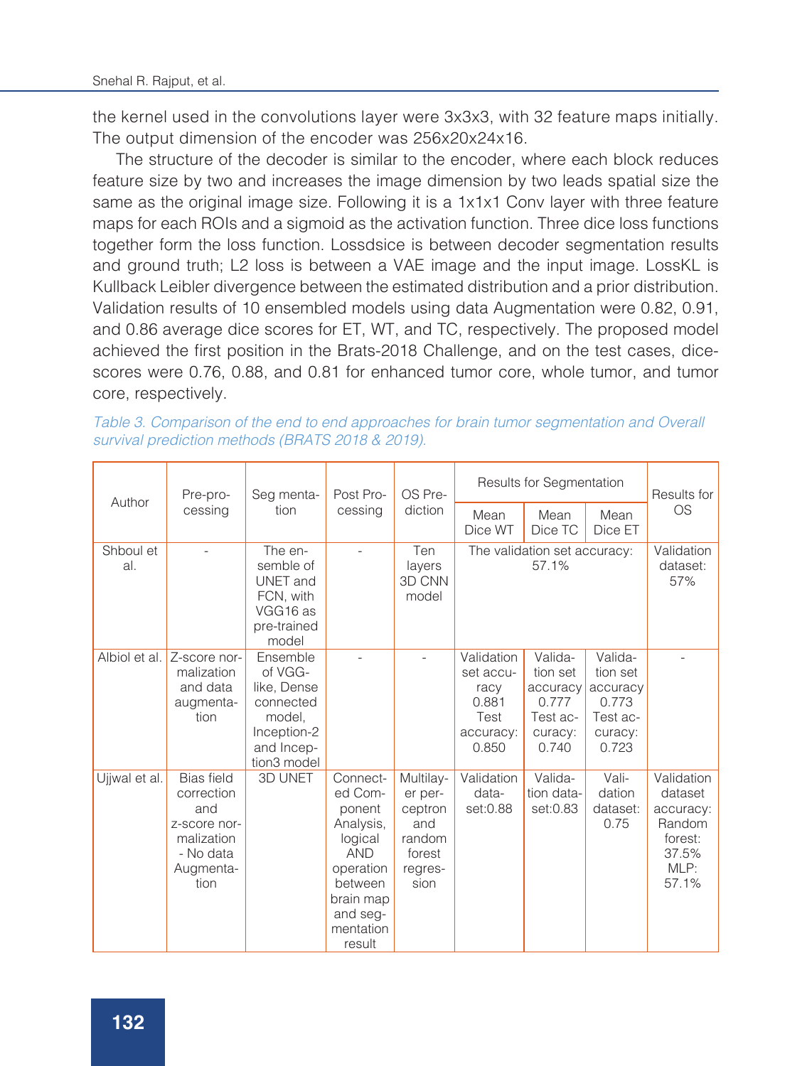the kernel used in the convolutions layer were 3x3x3, with 32 feature maps initially. The output dimension of the encoder was 256x20x24x16.

The structure of the decoder is similar to the encoder, where each block reduces feature size by two and increases the image dimension by two leads spatial size the same as the original image size. Following it is a 1x1x1 Conv layer with three feature maps for each ROIs and a sigmoid as the activation function. Three dice loss functions together form the loss function. Lossdsice is between decoder segmentation results and ground truth; L2 loss is between a VAE image and the input image. LossKL is Kullback Leibler divergence between the estimated distribution and a prior distribution. Validation results of 10 ensembled models using data Augmentation were 0.82, 0.91, and 0.86 average dice scores for ET, WT, and TC, respectively. The proposed model achieved the first position in the Brats-2018 Challenge, and on the test cases, dice-scores were 0.76, 0.88, and 0.81 for enhanced tumor core, whole tumor, and tumor core, respectively.

*Table 3. Comparison of the end to end approaches for brain tumor segmentation and Overall survival prediction methods (BRATS 2018 & 2019).*

| Author | Pre-processing | Segmentation | Post Processing | OS Prediction | Results for Segmentation | | | Results for OS |
|---|---|---|---|---|---|---|---|---|
| | | | | | Mean Dice WT | Mean Dice TC | Mean Dice ET | |
| Shboul et al. | - | The ensemble of UNET and FCN, with VGG16 as pre-trained model | - | Ten layers 3D CNN model | The validation set accuracy: 57.1% | | | Validation dataset: 57% |
| Albiol et al. | Z-score normalization and data augmentation | Ensemble of VGG-like, Dense connected model, Inception-2 and Inception3 model | - | - | Validation set accuracy 0.881 Test accuracy: 0.850 | Validation set accuracy 0.777 Test accuracy: 0.740 | Validation set accuracy 0.773 Test accuracy: 0.723 | - |
| Ujjwal et al. | Bias field correction and z-score normalization - No data Augmentation | 3D UNET | Connected Component Analysis, logical AND operation between brain map and segmentation result | Multilayer perceptron and random forest regression | Validation dataset:0.88 | Validation dataset:0.83 | Validation dataset: 0.75 | Validation dataset accuracy: Random forest: 37.5% MLP: 57.1% |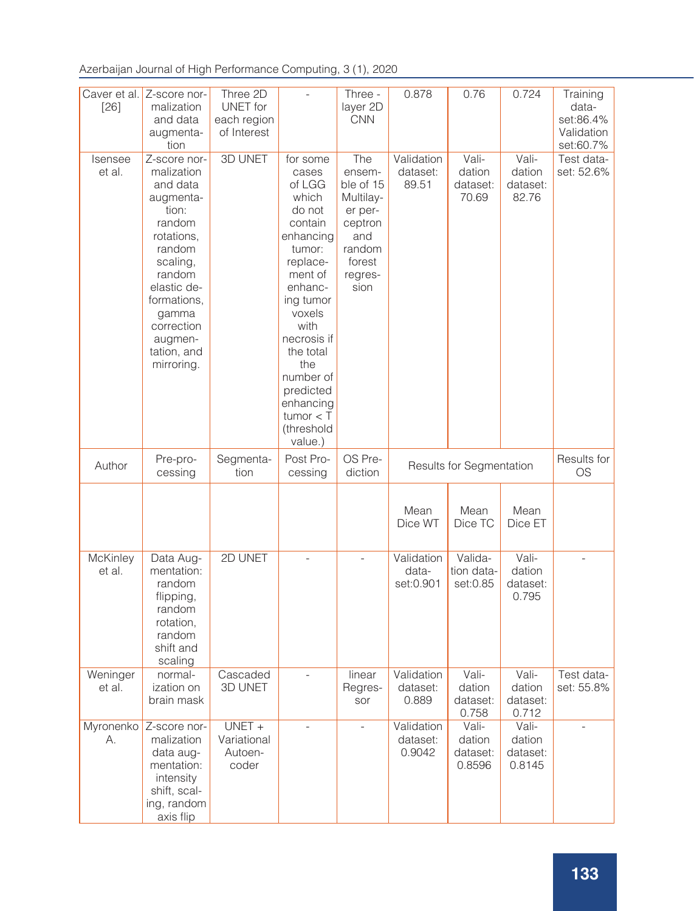| Caver et al. [26] | Z-score normalization and data augmentation | Three 2D UNET for each region of Interest | - | Three - layer 2D CNN | 0.878 | 0.76 | 0.724 | Training dataset:86.4% Validation set:60.7% |
|---|---|---|---|---|---|---|---|---|
| Isensee et al. | Z-score normalization and data augmentation: random rotations, random scaling, random elastic deformations, gamma correction augmentation, and mirroring. | 3D UNET | for some cases of LGG which do not contain enhancing tumor: replacement of enhancing tumor voxels with necrosis if the total the number of predicted enhancing tumor < T (threshold value.) | The ensemble of 15 Multilayer perceptron and random forest regression | Validation dataset: 89.51 | Validation dataset: 70.69 | Validation dataset: 82.76 | Test dataset: 52.6% |
| Author | Pre-processing | Segmentation | Post Processing | OS Prediction | Results for Segmentation | | | Results for OS |
| | | | | | Mean Dice WT | Mean Dice TC | Mean Dice ET | |
| McKinley et al. | Data Augmentation: random flipping, random rotation, random shift and scaling | 2D UNET | - | - | Validation dataset:0.901 | Validation dataset:0.85 | Validation dataset: 0.795 | - |
| Weninger et al. | normalization on brain mask | Cascaded 3D UNET | - | linear Regressor | Validation dataset: 0.889 | Validation dataset: 0.758 | Validation dataset: 0.712 | Test dataset: 55.8% |
| Myronenko A. | Z-score normalization data augmentation: intensity shift, scaling, random axis flip | UNET + Variational Autoencoder | - | - | Validation dataset: 0.9042 | Validation dataset: 0.8596 | Validation dataset: 0.8145 | - |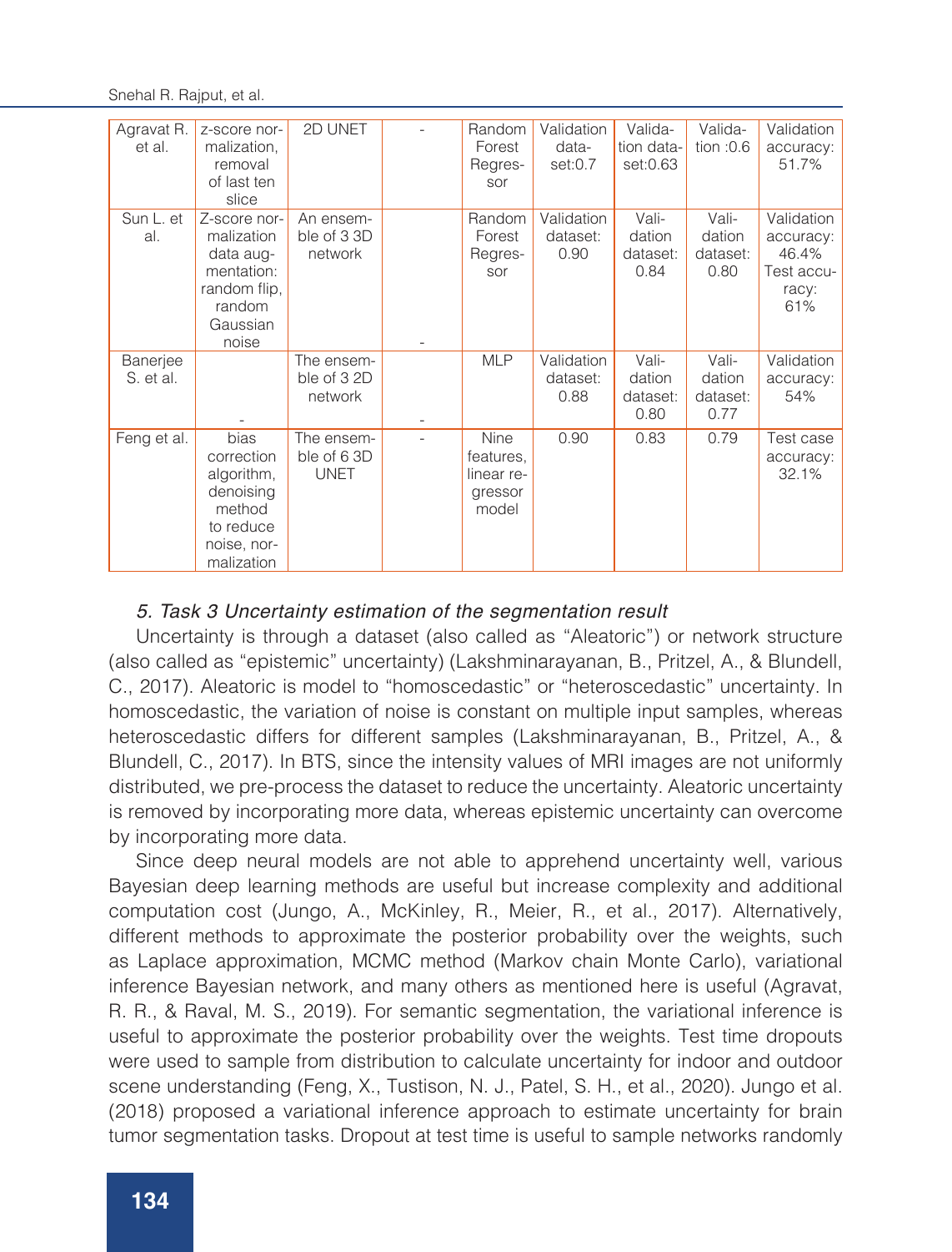| Agravat R. et al. | z-score normalization, removal of last ten slice | 2D UNET | - | Random Forest Regressor | Validation dataset:0.7 | Validation dataset:0.63 | Validation :0.6 | Validation accuracy: 51.7% |
|---|---|---|---|---|---|---|---|---|
| Sun L. et al. | Z-score normalization data augmentation: random flip, random Gaussian noise | An ensemble of 3 3D network | - | Random Forest Regressor | Validation dataset: 0.90 | Validation dataset: 0.84 | Validation dataset: 0.80 | Validation accuracy: 46.4% Test accuracy: 61% |
| Banerjee S. et al. | - | The ensemble of 3 2D network | - | MLP | Validation dataset: 0.88 | Validation dataset: 0.80 | Validation dataset: 0.77 | Validation accuracy: 54% |
| Feng et al. | bias correction algorithm, denoising method to reduce noise, normalization | The ensemble of 6 3D UNET | - | Nine features, linear regressor model | 0.90 | 0.83 | 0.79 | Test case accuracy: 32.1% |

*5. Task 3 Uncertainty estimation of the segmentation result*

Uncertainty is through a dataset (also called as "Aleatoric") or network structure (also called as "epistemic" uncertainty) (Lakshminarayanan, B., Pritzel, A., & Blundell, C., 2017). Aleatoric is model to "homoscedastic" or "heteroscedastic" uncertainty. In homoscedastic, the variation of noise is constant on multiple input samples, whereas heteroscedastic differs for different samples (Lakshminarayanan, B., Pritzel, A., & Blundell, C., 2017). In BTS, since the intensity values of MRI images are not uniformly distributed, we pre-process the dataset to reduce the uncertainty. Aleatoric uncertainty is removed by incorporating more data, whereas epistemic uncertainty can overcome by incorporating more data.

Since deep neural models are not able to apprehend uncertainty well, various Bayesian deep learning methods are useful but increase complexity and additional computation cost (Jungo, A., McKinley, R., Meier, R., et al., 2017). Alternatively, different methods to approximate the posterior probability over the weights, such as Laplace approximation, MCMC method (Markov chain Monte Carlo), variational inference Bayesian network, and many others as mentioned here is useful (Agravat, R. R., & Raval, M. S., 2019). For semantic segmentation, the variational inference is useful to approximate the posterior probability over the weights. Test time dropouts were used to sample from distribution to calculate uncertainty for indoor and outdoor scene understanding (Feng, X., Tustison, N. J., Patel, S. H., et al., 2020). Jungo et al. (2018) proposed a variational inference approach to estimate uncertainty for brain tumor segmentation tasks. Dropout at test time is useful to sample networks randomly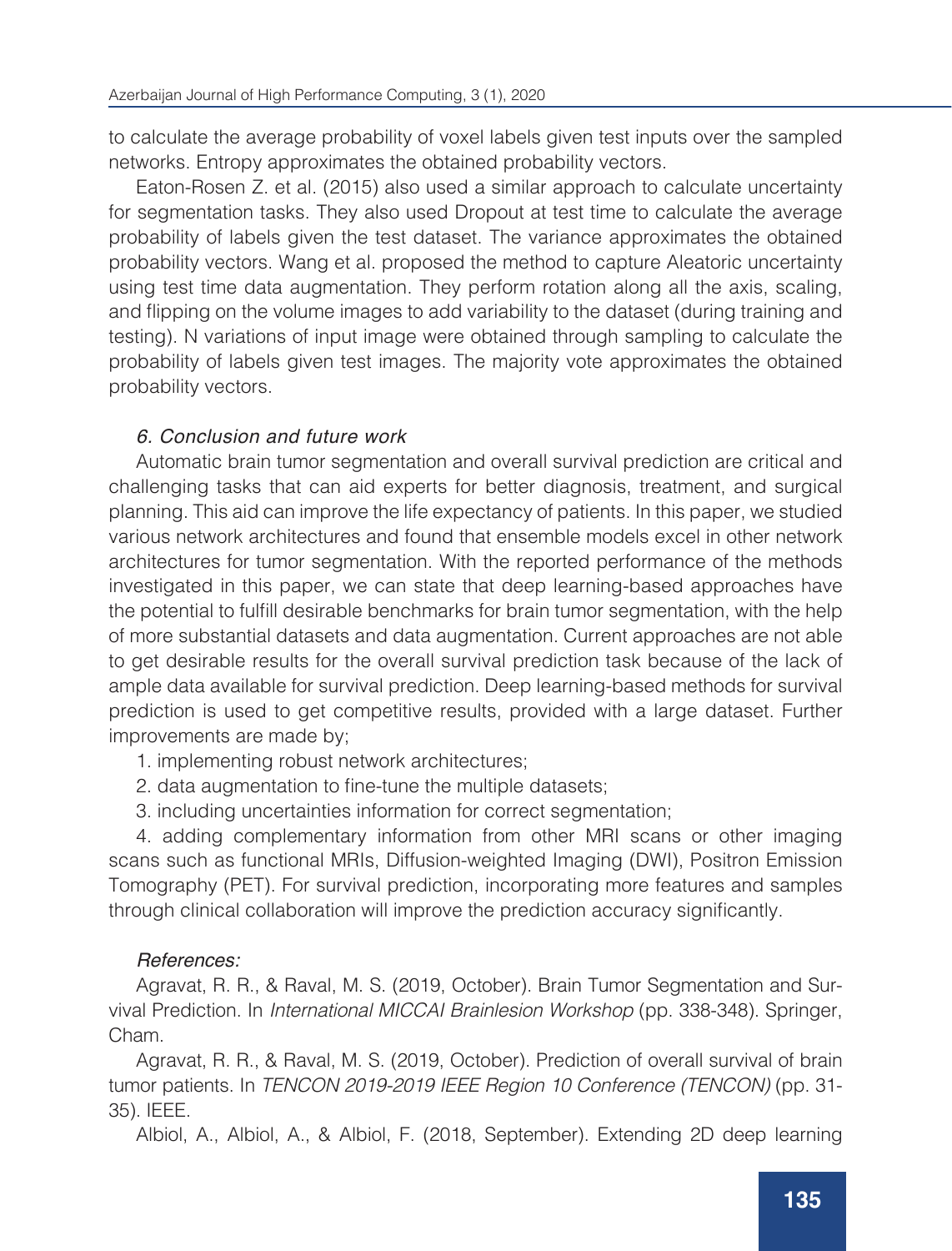to calculate the average probability of voxel labels given test inputs over the sampled networks. Entropy approximates the obtained probability vectors.

Eaton-Rosen Z. et al. (2015) also used a similar approach to calculate uncertainty for segmentation tasks. They also used Dropout at test time to calculate the average probability of labels given the test dataset. The variance approximates the obtained probability vectors. Wang et al. proposed the method to capture Aleatoric uncertainty using test time data augmentation. They perform rotation along all the axis, scaling, and flipping on the volume images to add variability to the dataset (during training and testing). N variations of input image were obtained through sampling to calculate the probability of labels given test images. The majority vote approximates the obtained probability vectors.

### *6. Conclusion and future work*

Automatic brain tumor segmentation and overall survival prediction are critical and challenging tasks that can aid experts for better diagnosis, treatment, and surgical planning. This aid can improve the life expectancy of patients. In this paper, we studied various network architectures and found that ensemble models excel in other network architectures for tumor segmentation. With the reported performance of the methods investigated in this paper, we can state that deep learning-based approaches have the potential to fulfill desirable benchmarks for brain tumor segmentation, with the help of more substantial datasets and data augmentation. Current approaches are not able to get desirable results for the overall survival prediction task because of the lack of ample data available for survival prediction. Deep learning-based methods for survival prediction is used to get competitive results, provided with a large dataset. Further improvements are made by;

1. implementing robust network architectures;
2. data augmentation to fine-tune the multiple datasets;
3. including uncertainties information for correct segmentation;
4. adding complementary information from other MRI scans or other imaging scans such as functional MRIs, Diffusion-weighted Imaging (DWI), Positron Emission Tomography (PET). For survival prediction, incorporating more features and samples through clinical collaboration will improve the prediction accuracy significantly.

### *References:*

Agravat, R. R., & Raval, M. S. (2019, October). Brain Tumor Segmentation and Survival Prediction. In *International MICCAI Brainlesion Workshop* (pp. 338-348). Springer, Cham.

Agravat, R. R., & Raval, M. S. (2019, October). Prediction of overall survival of brain tumor patients. In *TENCON 2019-2019 IEEE Region 10 Conference (TENCON)* (pp. 31-35). IEEE.

Albiol, A., Albiol, A., & Albiol, F. (2018, September). Extending 2D deep learning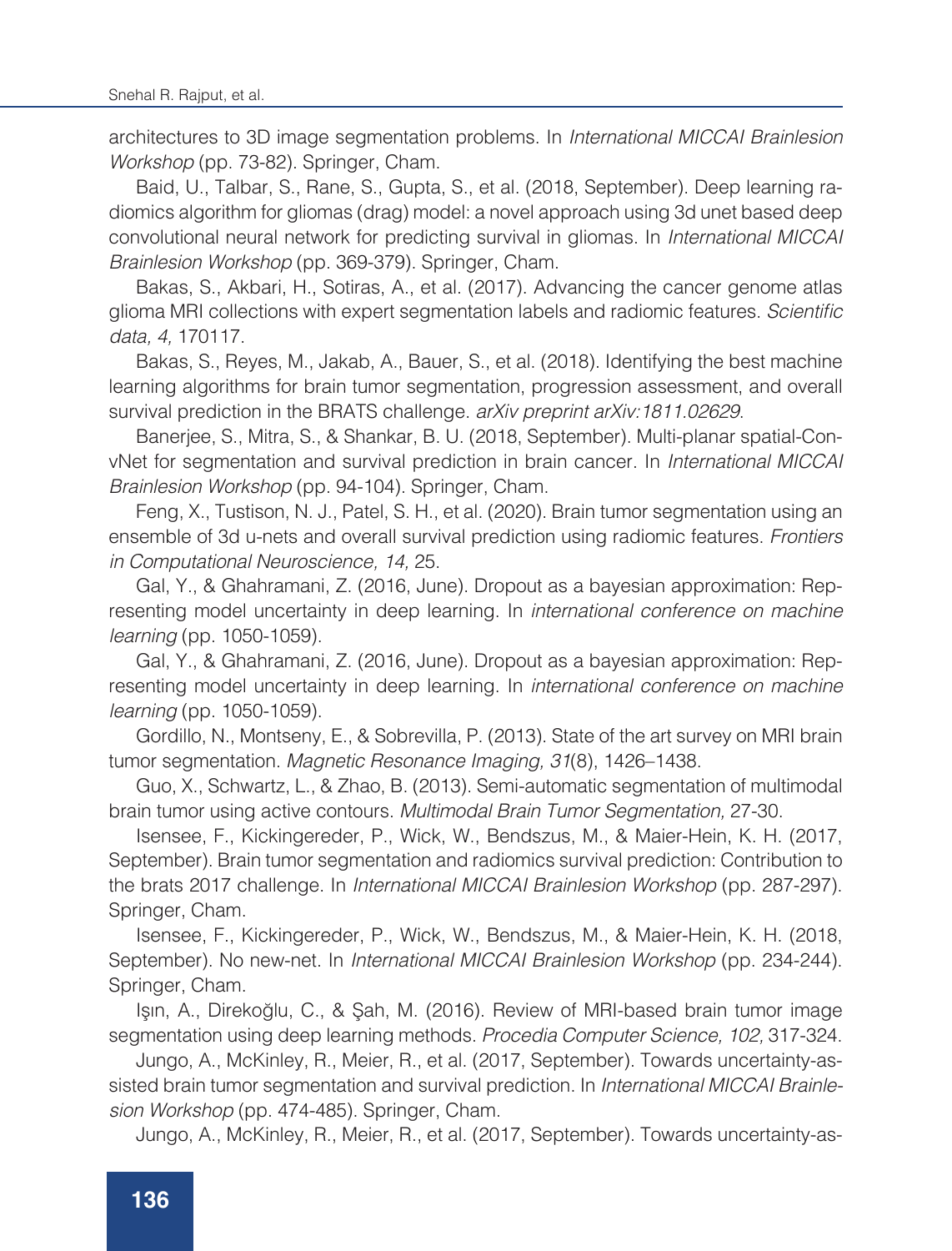architectures to 3D image segmentation problems. In *International MICCAI Brainlesion Workshop* (pp. 73-82). Springer, Cham.

Baid, U., Talbar, S., Rane, S., Gupta, S., et al. (2018, September). Deep learning radiomics algorithm for gliomas (drag) model: a novel approach using 3d unet based deep convolutional neural network for predicting survival in gliomas. In *International MICCAI Brainlesion Workshop* (pp. 369-379). Springer, Cham.

Bakas, S., Akbari, H., Sotiras, A., et al. (2017). Advancing the cancer genome atlas glioma MRI collections with expert segmentation labels and radiomic features. *Scientific data, 4,* 170117.

Bakas, S., Reyes, M., Jakab, A., Bauer, S., et al. (2018). Identifying the best machine learning algorithms for brain tumor segmentation, progression assessment, and overall survival prediction in the BRATS challenge. *arXiv preprint arXiv:1811.02629*.

Banerjee, S., Mitra, S., & Shankar, B. U. (2018, September). Multi-planar spatial-ConvNet for segmentation and survival prediction in brain cancer. In *International MICCAI Brainlesion Workshop* (pp. 94-104). Springer, Cham.

Feng, X., Tustison, N. J., Patel, S. H., et al. (2020). Brain tumor segmentation using an ensemble of 3d u-nets and overall survival prediction using radiomic features. *Frontiers in Computational Neuroscience, 14,* 25.

Gal, Y., & Ghahramani, Z. (2016, June). Dropout as a bayesian approximation: Representing model uncertainty in deep learning. In *international conference on machine learning* (pp. 1050-1059).

Gal, Y., & Ghahramani, Z. (2016, June). Dropout as a bayesian approximation: Representing model uncertainty in deep learning. In *international conference on machine learning* (pp. 1050-1059).

Gordillo, N., Montseny, E., & Sobrevilla, P. (2013). State of the art survey on MRI brain tumor segmentation. *Magnetic Resonance Imaging, 31*(8), 1426–1438.

Guo, X., Schwartz, L., & Zhao, B. (2013). Semi-automatic segmentation of multimodal brain tumor using active contours. *Multimodal Brain Tumor Segmentation,* 27-30.

Isensee, F., Kickingereder, P., Wick, W., Bendszus, M., & Maier-Hein, K. H. (2017, September). Brain tumor segmentation and radiomics survival prediction: Contribution to the brats 2017 challenge. In *International MICCAI Brainlesion Workshop* (pp. 287-297). Springer, Cham.

Isensee, F., Kickingereder, P., Wick, W., Bendszus, M., & Maier-Hein, K. H. (2018, September). No new-net. In *International MICCAI Brainlesion Workshop* (pp. 234-244). Springer, Cham.

Işın, A., Direkoğlu, C., & Şah, M. (2016). Review of MRI-based brain tumor image segmentation using deep learning methods. *Procedia Computer Science, 102,* 317-324.

Jungo, A., McKinley, R., Meier, R., et al. (2017, September). Towards uncertainty-assisted brain tumor segmentation and survival prediction. In *International MICCAI Brainlesion Workshop* (pp. 474-485). Springer, Cham.

Jungo, A., McKinley, R., Meier, R., et al. (2017, September). Towards uncertainty-as-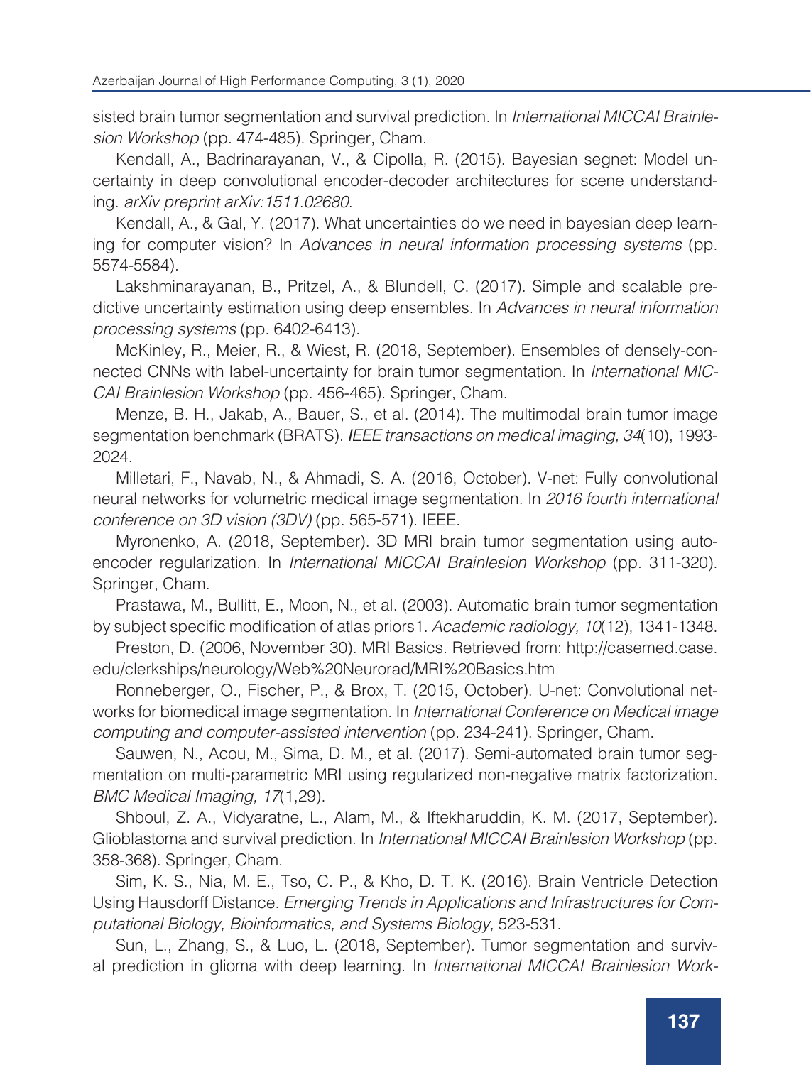sisted brain tumor segmentation and survival prediction. In *International MICCAI Brainlesion Workshop* (pp. 474-485). Springer, Cham.

Kendall, A., Badrinarayanan, V., & Cipolla, R. (2015). Bayesian segnet: Model uncertainty in deep convolutional encoder-decoder architectures for scene understanding. *arXiv preprint arXiv:1511.02680*.

Kendall, A., & Gal, Y. (2017). What uncertainties do we need in bayesian deep learning for computer vision? In *Advances in neural information processing systems* (pp. 5574-5584).

Lakshminarayanan, B., Pritzel, A., & Blundell, C. (2017). Simple and scalable predictive uncertainty estimation using deep ensembles. In *Advances in neural information processing systems* (pp. 6402-6413).

McKinley, R., Meier, R., & Wiest, R. (2018, September). Ensembles of densely-connected CNNs with label-uncertainty for brain tumor segmentation. In *International MICCAI Brainlesion Workshop* (pp. 456-465). Springer, Cham.

Menze, B. H., Jakab, A., Bauer, S., et al. (2014). The multimodal brain tumor image segmentation benchmark (BRATS). *IEEE transactions on medical imaging, 34*(10), 1993-2024.

Milletari, F., Navab, N., & Ahmadi, S. A. (2016, October). V-net: Fully convolutional neural networks for volumetric medical image segmentation. In *2016 fourth international conference on 3D vision (3DV)* (pp. 565-571). IEEE.

Myronenko, A. (2018, September). 3D MRI brain tumor segmentation using autoencoder regularization. In *International MICCAI Brainlesion Workshop* (pp. 311-320). Springer, Cham.

Prastawa, M., Bullitt, E., Moon, N., et al. (2003). Automatic brain tumor segmentation by subject specific modification of atlas priors1. *Academic radiology, 10*(12), 1341-1348.

Preston, D. (2006, November 30). MRI Basics. Retrieved from: http://casemed.case.edu/clerkships/neurology/Web%20Neurorad/MRI%20Basics.htm

Ronneberger, O., Fischer, P., & Brox, T. (2015, October). U-net: Convolutional networks for biomedical image segmentation. In *International Conference on Medical image computing and computer-assisted intervention* (pp. 234-241). Springer, Cham.

Sauwen, N., Acou, M., Sima, D. M., et al. (2017). Semi-automated brain tumor segmentation on multi-parametric MRI using regularized non-negative matrix factorization. *BMC Medical Imaging, 17*(1,29).

Shboul, Z. A., Vidyaratne, L., Alam, M., & Iftekharuddin, K. M. (2017, September). Glioblastoma and survival prediction. In *International MICCAI Brainlesion Workshop* (pp. 358-368). Springer, Cham.

Sim, K. S., Nia, M. E., Tso, C. P., & Kho, D. T. K. (2016). Brain Ventricle Detection Using Hausdorff Distance. *Emerging Trends in Applications and Infrastructures for Computational Biology, Bioinformatics, and Systems Biology,* 523-531.

Sun, L., Zhang, S., & Luo, L. (2018, September). Tumor segmentation and survival prediction in glioma with deep learning. In *International MICCAI Brainlesion Work-*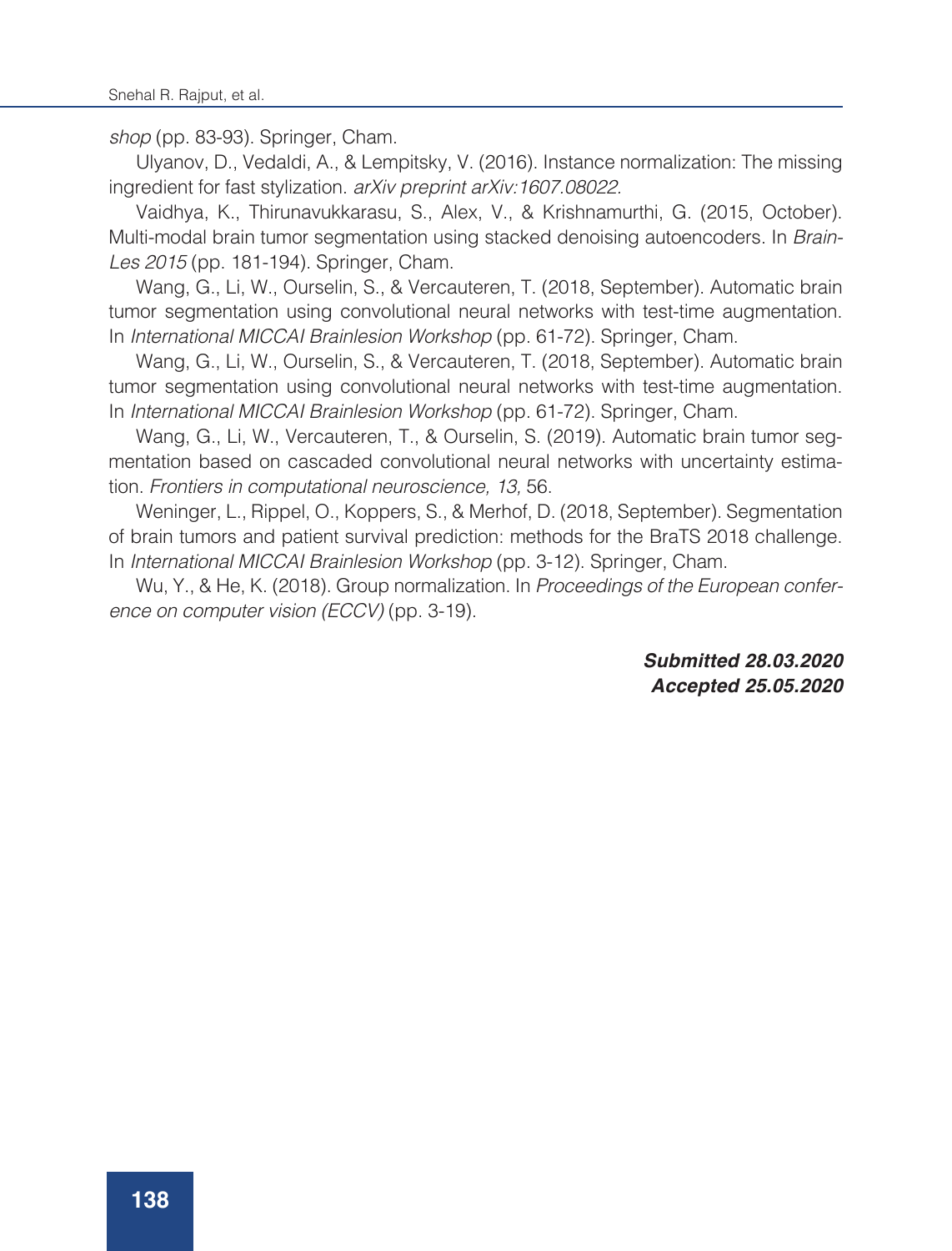*shop* (pp. 83-93). Springer, Cham.

Ulyanov, D., Vedaldi, A., & Lempitsky, V. (2016). Instance normalization: The missing ingredient for fast stylization. *arXiv preprint arXiv:1607.08022.*

Vaidhya, K., Thirunavukkarasu, S., Alex, V., & Krishnamurthi, G. (2015, October). Multi-modal brain tumor segmentation using stacked denoising autoencoders. In *Brain-Les 2015* (pp. 181-194). Springer, Cham.

Wang, G., Li, W., Ourselin, S., & Vercauteren, T. (2018, September). Automatic brain tumor segmentation using convolutional neural networks with test-time augmentation. In *International MICCAI Brainlesion Workshop* (pp. 61-72). Springer, Cham.

Wang, G., Li, W., Ourselin, S., & Vercauteren, T. (2018, September). Automatic brain tumor segmentation using convolutional neural networks with test-time augmentation. In *International MICCAI Brainlesion Workshop* (pp. 61-72). Springer, Cham.

Wang, G., Li, W., Vercauteren, T., & Ourselin, S. (2019). Automatic brain tumor segmentation based on cascaded convolutional neural networks with uncertainty estimation. *Frontiers in computational neuroscience, 13,* 56.

Weninger, L., Rippel, O., Koppers, S., & Merhof, D. (2018, September). Segmentation of brain tumors and patient survival prediction: methods for the BraTS 2018 challenge. In *International MICCAI Brainlesion Workshop* (pp. 3-12). Springer, Cham.

Wu, Y., & He, K. (2018). Group normalization. In *Proceedings of the European conference on computer vision (ECCV)* (pp. 3-19).

***Submitted 28.03.2020***
***Accepted 25.05.2020***